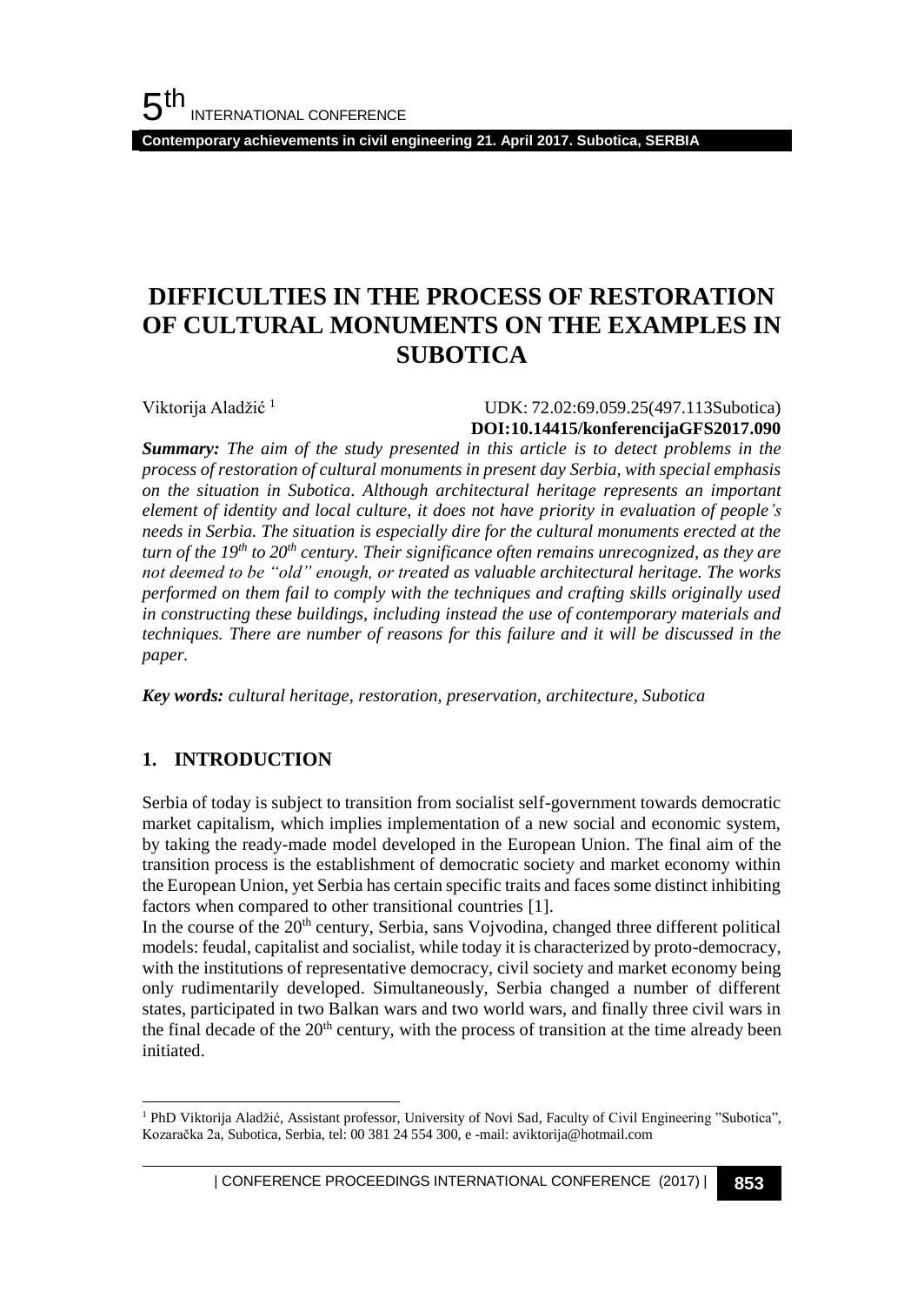# DIFFICULTIES IN THE PROCESS OF RESTORATION OF CULTURAL MONUMENTS ON THE EXAMPLES IN SUBOTICA

Viktorija Aladžić [1]

UDK: 72.02:69.059.25(497.113Subotica)
**DOI:10.14415/konferencijaGFS2017.090**

***Summary:*** *The aim of the study presented in this article is to detect problems in the process of restoration of cultural monuments in present day Serbia, with special emphasis on the situation in Subotica. Although architectural heritage represents an important element of identity and local culture, it does not have priority in evaluation of people's needs in Serbia. The situation is especially dire for the cultural monuments erected at the turn of the 19th to 20th century. Their significance often remains unrecognized, as they are not deemed to be "old" enough, or treated as valuable architectural heritage. The works performed on them fail to comply with the techniques and crafting skills originally used in constructing these buildings, including instead the use of contemporary materials and techniques. There are number of reasons for this failure and it will be discussed in the paper.*

***Key words:*** *cultural heritage, restoration, preservation, architecture, Subotica*

## 1. INTRODUCTION

Serbia of today is subject to transition from socialist self-government towards democratic market capitalism, which implies implementation of a new social and economic system, by taking the ready-made model developed in the European Union. The final aim of the transition process is the establishment of democratic society and market economy within the European Union, yet Serbia has certain specific traits and faces some distinct inhibiting factors when compared to other transitional countries [1].

In the course of the 20th century, Serbia, sans Vojvodina, changed three different political models: feudal, capitalist and socialist, while today it is characterized by proto-democracy, with the institutions of representative democracy, civil society and market economy being only rudimentarily developed. Simultaneously, Serbia changed a number of different states, participated in two Balkan wars and two world wars, and finally three civil wars in the final decade of the 20th century, with the process of transition at the time already been initiated.

---

[1] PhD Viktorija Aladžić, Assistant professor, University of Novi Sad, Faculty of Civil Engineering "Subotica", Kozaračka 2a, Subotica, Serbia, tel: 00 381 24 554 300, e -mail: aviktorija@hotmail.com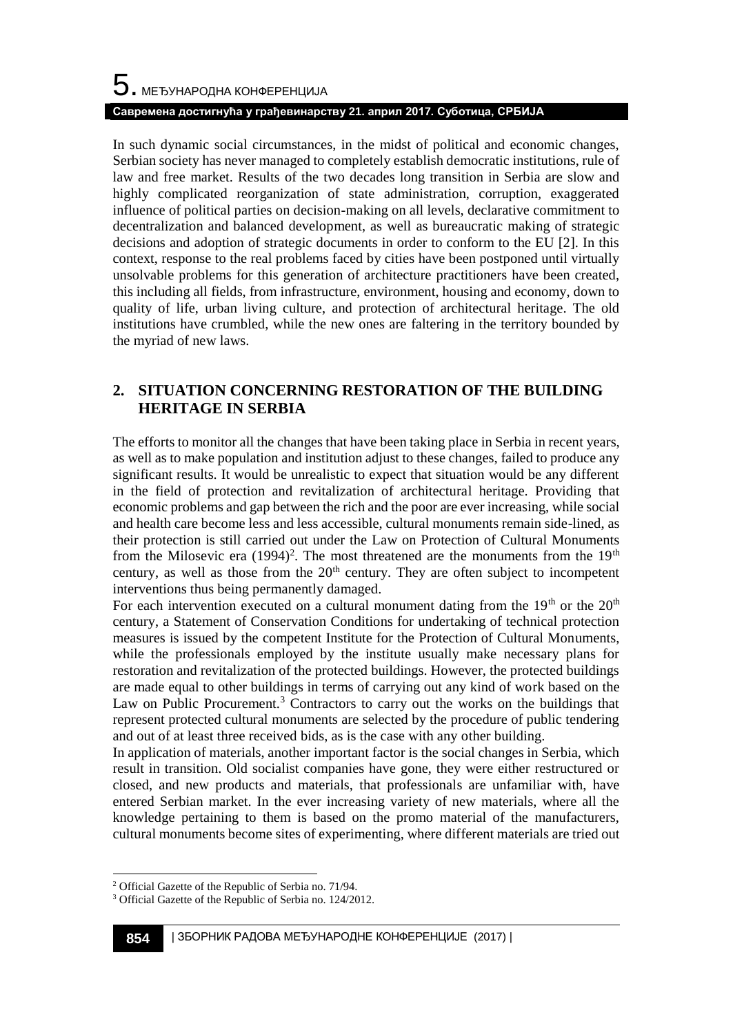In such dynamic social circumstances, in the midst of political and economic changes, Serbian society has never managed to completely establish democratic institutions, rule of law and free market. Results of the two decades long transition in Serbia are slow and highly complicated reorganization of state administration, corruption, exaggerated influence of political parties on decision-making on all levels, declarative commitment to decentralization and balanced development, as well as bureaucratic making of strategic decisions and adoption of strategic documents in order to conform to the EU [2]. In this context, response to the real problems faced by cities have been postponed until virtually unsolvable problems for this generation of architecture practitioners have been created, this including all fields, from infrastructure, environment, housing and economy, down to quality of life, urban living culture, and protection of architectural heritage. The old institutions have crumbled, while the new ones are faltering in the territory bounded by the myriad of new laws.

## 2. SITUATION CONCERNING RESTORATION OF THE BUILDING HERITAGE IN SERBIA

The efforts to monitor all the changes that have been taking place in Serbia in recent years, as well as to make population and institution adjust to these changes, failed to produce any significant results. It would be unrealistic to expect that situation would be any different in the field of protection and revitalization of architectural heritage. Providing that economic problems and gap between the rich and the poor are ever increasing, while social and health care become less and less accessible, cultural monuments remain side-lined, as their protection is still carried out under the Law on Protection of Cultural Monuments from the Milosevic era (1994)[2]. The most threatened are the monuments from the 19th century, as well as those from the 20th century. They are often subject to incompetent interventions thus being permanently damaged.

For each intervention executed on a cultural monument dating from the 19th or the 20th century, a Statement of Conservation Conditions for undertaking of technical protection measures is issued by the competent Institute for the Protection of Cultural Monuments, while the professionals employed by the institute usually make necessary plans for restoration and revitalization of the protected buildings. However, the protected buildings are made equal to other buildings in terms of carrying out any kind of work based on the Law on Public Procurement.[3] Contractors to carry out the works on the buildings that represent protected cultural monuments are selected by the procedure of public tendering and out of at least three received bids, as is the case with any other building.

In application of materials, another important factor is the social changes in Serbia, which result in transition. Old socialist companies have gone, they were either restructured or closed, and new products and materials, that professionals are unfamiliar with, have entered Serbian market. In the ever increasing variety of new materials, where all the knowledge pertaining to them is based on the promo material of the manufacturers, cultural monuments become sites of experimenting, where different materials are tried out

[2] Official Gazette of the Republic of Serbia no. 71/94.

[3] Official Gazette of the Republic of Serbia no. 124/2012.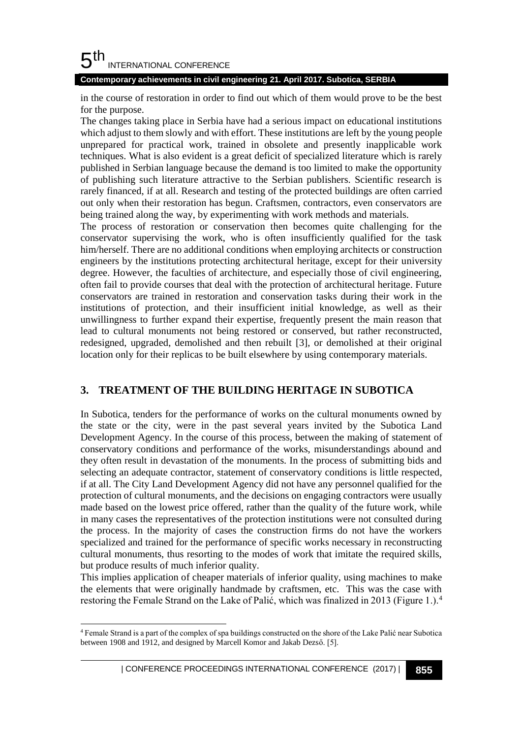in the course of restoration in order to find out which of them would prove to be the best for the purpose.

The changes taking place in Serbia have had a serious impact on educational institutions which adjust to them slowly and with effort. These institutions are left by the young people unprepared for practical work, trained in obsolete and presently inapplicable work techniques. What is also evident is a great deficit of specialized literature which is rarely published in Serbian language because the demand is too limited to make the opportunity of publishing such literature attractive to the Serbian publishers. Scientific research is rarely financed, if at all. Research and testing of the protected buildings are often carried out only when their restoration has begun. Craftsmen, contractors, even conservators are being trained along the way, by experimenting with work methods and materials.

The process of restoration or conservation then becomes quite challenging for the conservator supervising the work, who is often insufficiently qualified for the task him/herself. There are no additional conditions when employing architects or construction engineers by the institutions protecting architectural heritage, except for their university degree. However, the faculties of architecture, and especially those of civil engineering, often fail to provide courses that deal with the protection of architectural heritage. Future conservators are trained in restoration and conservation tasks during their work in the institutions of protection, and their insufficient initial knowledge, as well as their unwillingness to further expand their expertise, frequently present the main reason that lead to cultural monuments not being restored or conserved, but rather reconstructed, redesigned, upgraded, demolished and then rebuilt [3], or demolished at their original location only for their replicas to be built elsewhere by using contemporary materials.

## 3. TREATMENT OF THE BUILDING HERITAGE IN SUBOTICA

In Subotica, tenders for the performance of works on the cultural monuments owned by the state or the city, were in the past several years invited by the Subotica Land Development Agency. In the course of this process, between the making of statement of conservatory conditions and performance of the works, misunderstandings abound and they often result in devastation of the monuments. In the process of submitting bids and selecting an adequate contractor, statement of conservatory conditions is little respected, if at all. The City Land Development Agency did not have any personnel qualified for the protection of cultural monuments, and the decisions on engaging contractors were usually made based on the lowest price offered, rather than the quality of the future work, while in many cases the representatives of the protection institutions were not consulted during the process. In the majority of cases the construction firms do not have the workers specialized and trained for the performance of specific works necessary in reconstructing cultural monuments, thus resorting to the modes of work that imitate the required skills, but produce results of much inferior quality.

This implies application of cheaper materials of inferior quality, using machines to make the elements that were originally handmade by craftsmen, etc. This was the case with restoring the Female Strand on the Lake of Palić, which was finalized in 2013 (Figure 1.).[4]

[4] Female Strand is a part of the complex of spa buildings constructed on the shore of the Lake Palić near Subotica between 1908 and 1912, and designed by Marcell Komor and Jakab Dezső. [5].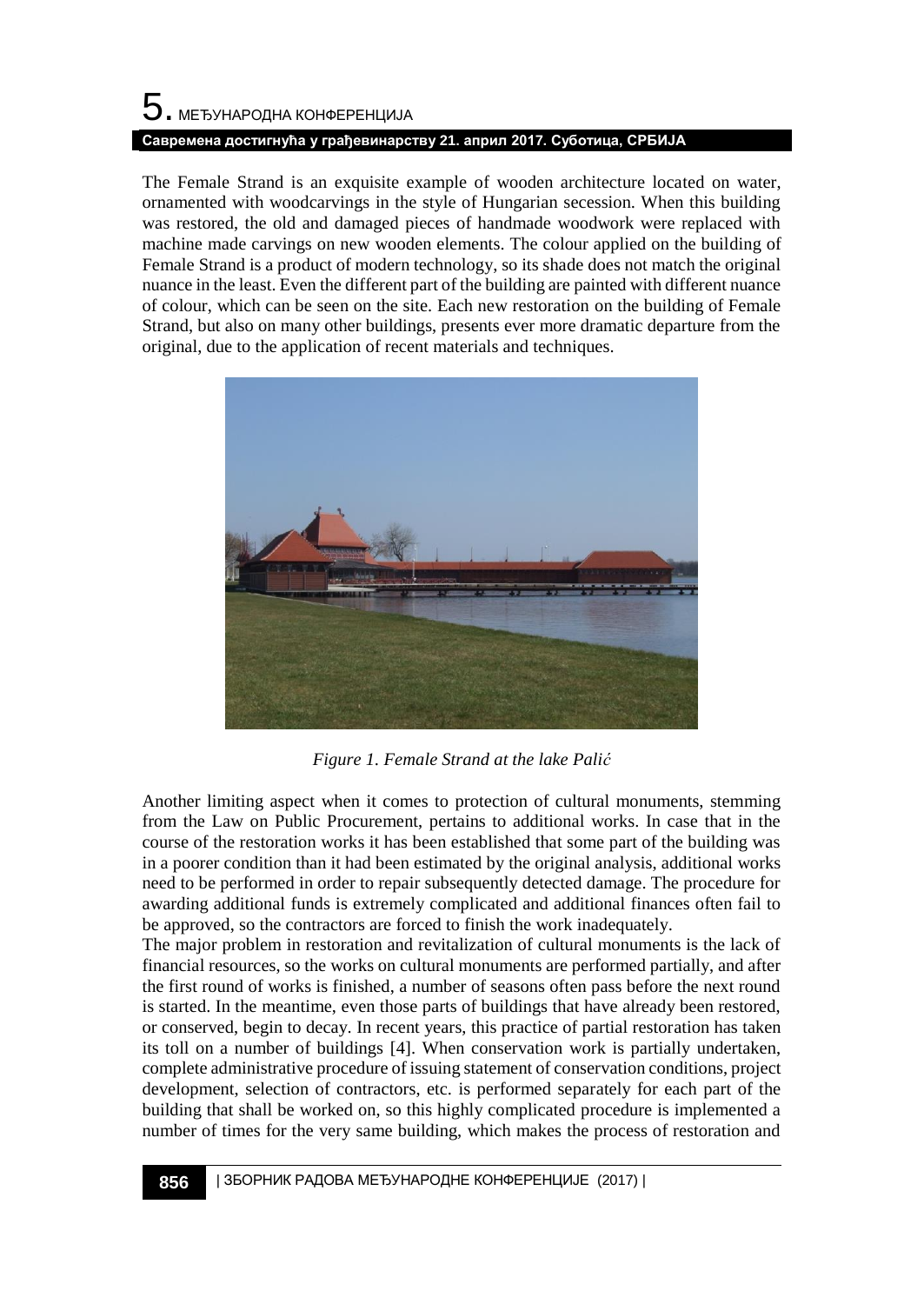The Female Strand is an exquisite example of wooden architecture located on water, ornamented with woodcarvings in the style of Hungarian secession. When this building was restored, the old and damaged pieces of handmade woodwork were replaced with machine made carvings on new wooden elements. The colour applied on the building of Female Strand is a product of modern technology, so its shade does not match the original nuance in the least. Even the different part of the building are painted with different nuance of colour, which can be seen on the site. Each new restoration on the building of Female Strand, but also on many other buildings, presents ever more dramatic departure from the original, due to the application of recent materials and techniques.

*Figure 1. Female Strand at the lake Palić*

Another limiting aspect when it comes to protection of cultural monuments, stemming from the Law on Public Procurement, pertains to additional works. In case that in the course of the restoration works it has been established that some part of the building was in a poorer condition than it had been estimated by the original analysis, additional works need to be performed in order to repair subsequently detected damage. The procedure for awarding additional funds is extremely complicated and additional finances often fail to be approved, so the contractors are forced to finish the work inadequately.

The major problem in restoration and revitalization of cultural monuments is the lack of financial resources, so the works on cultural monuments are performed partially, and after the first round of works is finished, a number of seasons often pass before the next round is started. In the meantime, even those parts of buildings that have already been restored, or conserved, begin to decay. In recent years, this practice of partial restoration has taken its toll on a number of buildings [4]. When conservation work is partially undertaken, complete administrative procedure of issuing statement of conservation conditions, project development, selection of contractors, etc. is performed separately for each part of the building that shall be worked on, so this highly complicated procedure is implemented a number of times for the very same building, which makes the process of restoration and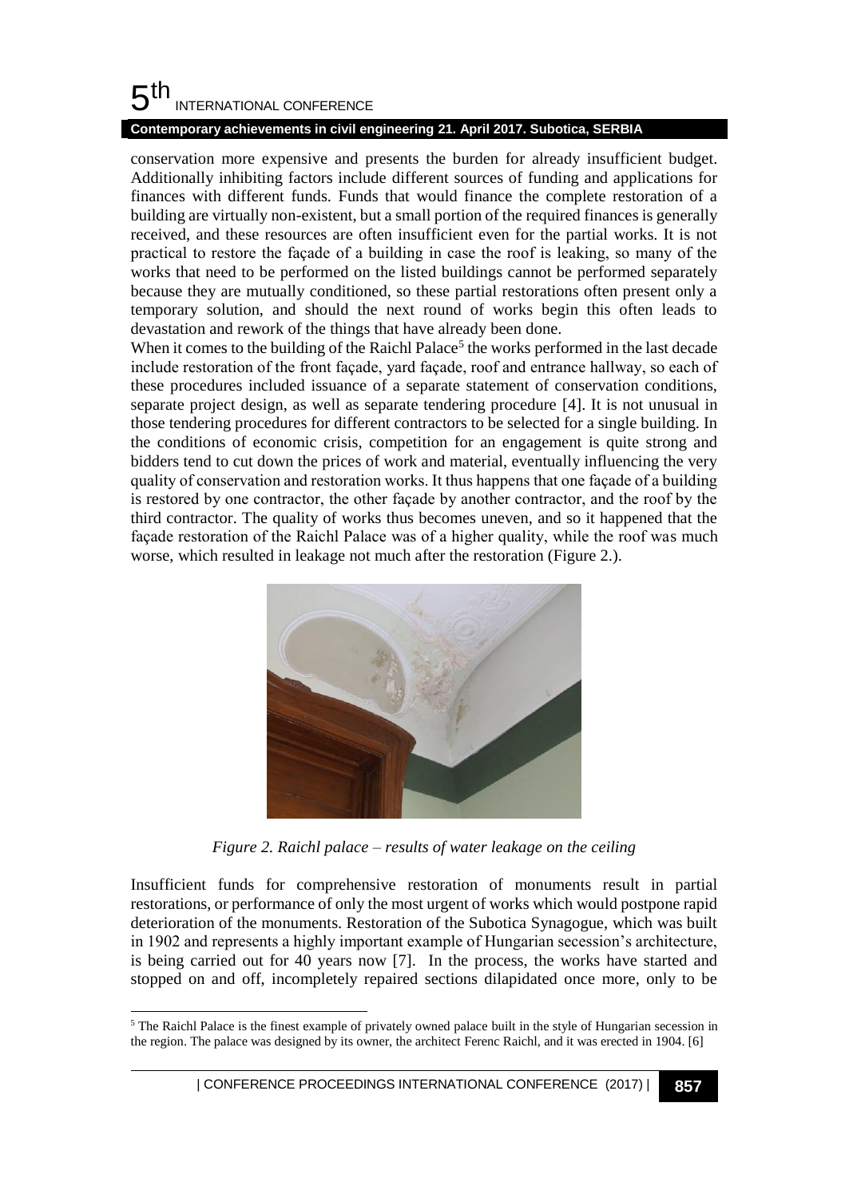conservation more expensive and presents the burden for already insufficient budget. Additionally inhibiting factors include different sources of funding and applications for finances with different funds. Funds that would finance the complete restoration of a building are virtually non-existent, but a small portion of the required finances is generally received, and these resources are often insufficient even for the partial works. It is not practical to restore the façade of a building in case the roof is leaking, so many of the works that need to be performed on the listed buildings cannot be performed separately because they are mutually conditioned, so these partial restorations often present only a temporary solution, and should the next round of works begin this often leads to devastation and rework of the things that have already been done.

When it comes to the building of the Raichl Palace[5] the works performed in the last decade include restoration of the front façade, yard façade, roof and entrance hallway, so each of these procedures included issuance of a separate statement of conservation conditions, separate project design, as well as separate tendering procedure [4]. It is not unusual in those tendering procedures for different contractors to be selected for a single building. In the conditions of economic crisis, competition for an engagement is quite strong and bidders tend to cut down the prices of work and material, eventually influencing the very quality of conservation and restoration works. It thus happens that one façade of a building is restored by one contractor, the other façade by another contractor, and the roof by the third contractor. The quality of works thus becomes uneven, and so it happened that the façade restoration of the Raichl Palace was of a higher quality, while the roof was much worse, which resulted in leakage not much after the restoration (Figure 2.).

*Figure 2. Raichl palace – results of water leakage on the ceiling*

Insufficient funds for comprehensive restoration of monuments result in partial restorations, or performance of only the most urgent of works which would postpone rapid deterioration of the monuments. Restoration of the Subotica Synagogue, which was built in 1902 and represents a highly important example of Hungarian secession's architecture, is being carried out for 40 years now [7]. In the process, the works have started and stopped on and off, incompletely repaired sections dilapidated once more, only to be

[5] The Raichl Palace is the finest example of privately owned palace built in the style of Hungarian secession in the region. The palace was designed by its owner, the architect Ferenc Raichl, and it was erected in 1904. [6]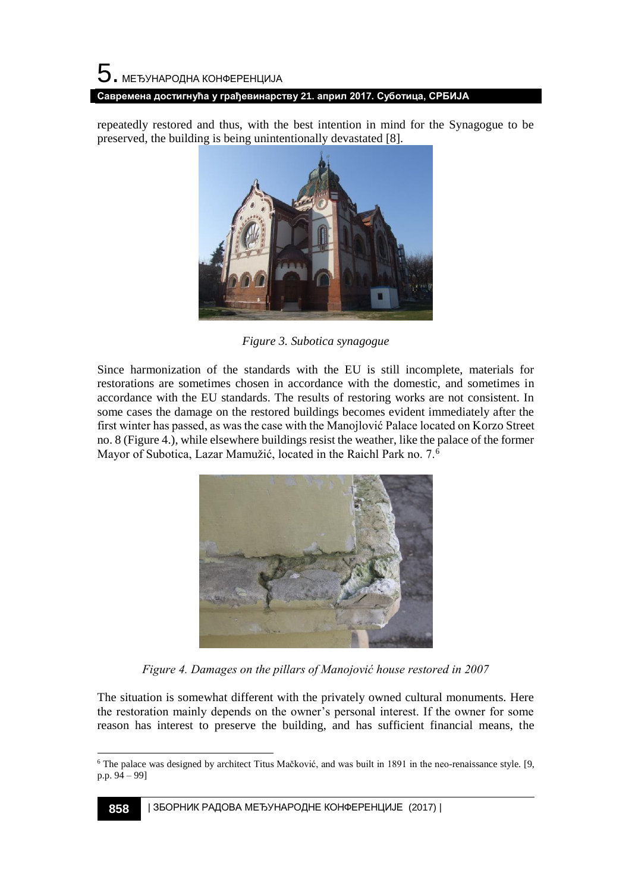repeatedly restored and thus, with the best intention in mind for the Synagogue to be preserved, the building is being unintentionally devastated [8].

*Figure 3. Subotica synagogue*

Since harmonization of the standards with the EU is still incomplete, materials for restorations are sometimes chosen in accordance with the domestic, and sometimes in accordance with the EU standards. The results of restoring works are not consistent. In some cases the damage on the restored buildings becomes evident immediately after the first winter has passed, as was the case with the Manojlović Palace located on Korzo Street no. 8 (Figure 4.), while elsewhere buildings resist the weather, like the palace of the former Mayor of Subotica, Lazar Mamužić, located in the Raichl Park no. 7.[6]

*Figure 4. Damages on the pillars of Manojović house restored in 2007*

The situation is somewhat different with the privately owned cultural monuments. Here the restoration mainly depends on the owner's personal interest. If the owner for some reason has interest to preserve the building, and has sufficient financial means, the

[6] The palace was designed by architect Titus Mačković, and was built in 1891 in the neo-renaissance style. [9, p.p. 94 – 99]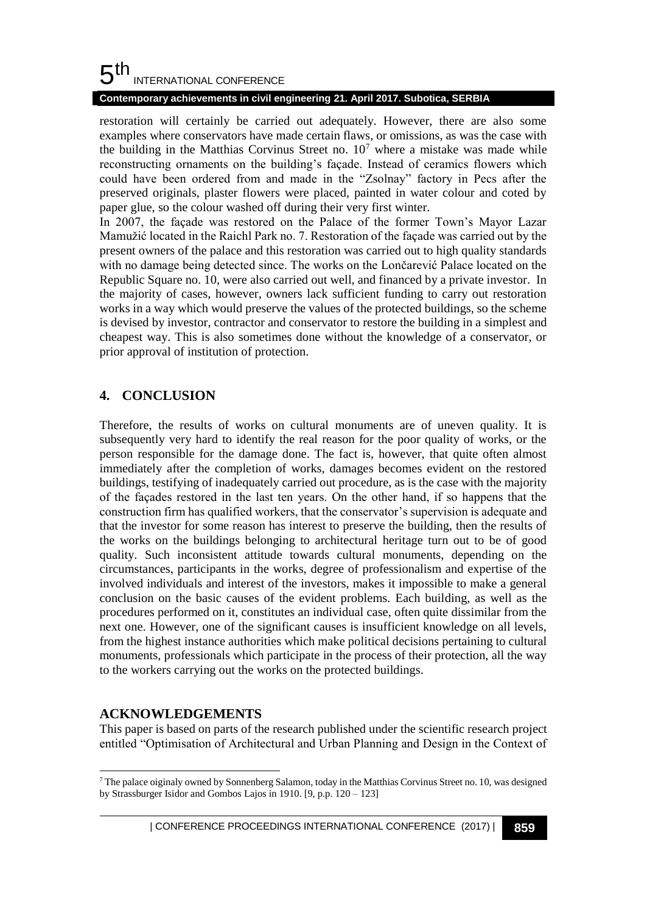restoration will certainly be carried out adequately. However, there are also some examples where conservators have made certain flaws, or omissions, as was the case with the building in the Matthias Corvinus Street no. 10[7] where a mistake was made while reconstructing ornaments on the building's façade. Instead of ceramics flowers which could have been ordered from and made in the "Zsolnay" factory in Pecs after the preserved originals, plaster flowers were placed, painted in water colour and coted by paper glue, so the colour washed off during their very first winter.

In 2007, the façade was restored on the Palace of the former Town's Mayor Lazar Mamužić located in the Raichl Park no. 7. Restoration of the façade was carried out by the present owners of the palace and this restoration was carried out to high quality standards with no damage being detected since. The works on the Lončarević Palace located on the Republic Square no. 10, were also carried out well, and financed by a private investor. In the majority of cases, however, owners lack sufficient funding to carry out restoration works in a way which would preserve the values of the protected buildings, so the scheme is devised by investor, contractor and conservator to restore the building in a simplest and cheapest way. This is also sometimes done without the knowledge of a conservator, or prior approval of institution of protection.

## 4. CONCLUSION

Therefore, the results of works on cultural monuments are of uneven quality. It is subsequently very hard to identify the real reason for the poor quality of works, or the person responsible for the damage done. The fact is, however, that quite often almost immediately after the completion of works, damages becomes evident on the restored buildings, testifying of inadequately carried out procedure, as is the case with the majority of the façades restored in the last ten years. On the other hand, if so happens that the construction firm has qualified workers, that the conservator's supervision is adequate and that the investor for some reason has interest to preserve the building, then the results of the works on the buildings belonging to architectural heritage turn out to be of good quality. Such inconsistent attitude towards cultural monuments, depending on the circumstances, participants in the works, degree of professionalism and expertise of the involved individuals and interest of the investors, makes it impossible to make a general conclusion on the basic causes of the evident problems. Each building, as well as the procedures performed on it, constitutes an individual case, often quite dissimilar from the next one. However, one of the significant causes is insufficient knowledge on all levels, from the highest instance authorities which make political decisions pertaining to cultural monuments, professionals which participate in the process of their protection, all the way to the workers carrying out the works on the protected buildings.

## ACKNOWLEDGEMENTS

This paper is based on parts of the research published under the scientific research project entitled "Optimisation of Architectural and Urban Planning and Design in the Context of

---

[7] The palace oiginaly owned by Sonnenberg Salamon, today in the Matthias Corvinus Street no. 10, was designed by Strassburger Isidor and Gombos Lajos in 1910. [9, p.p. 120 – 123]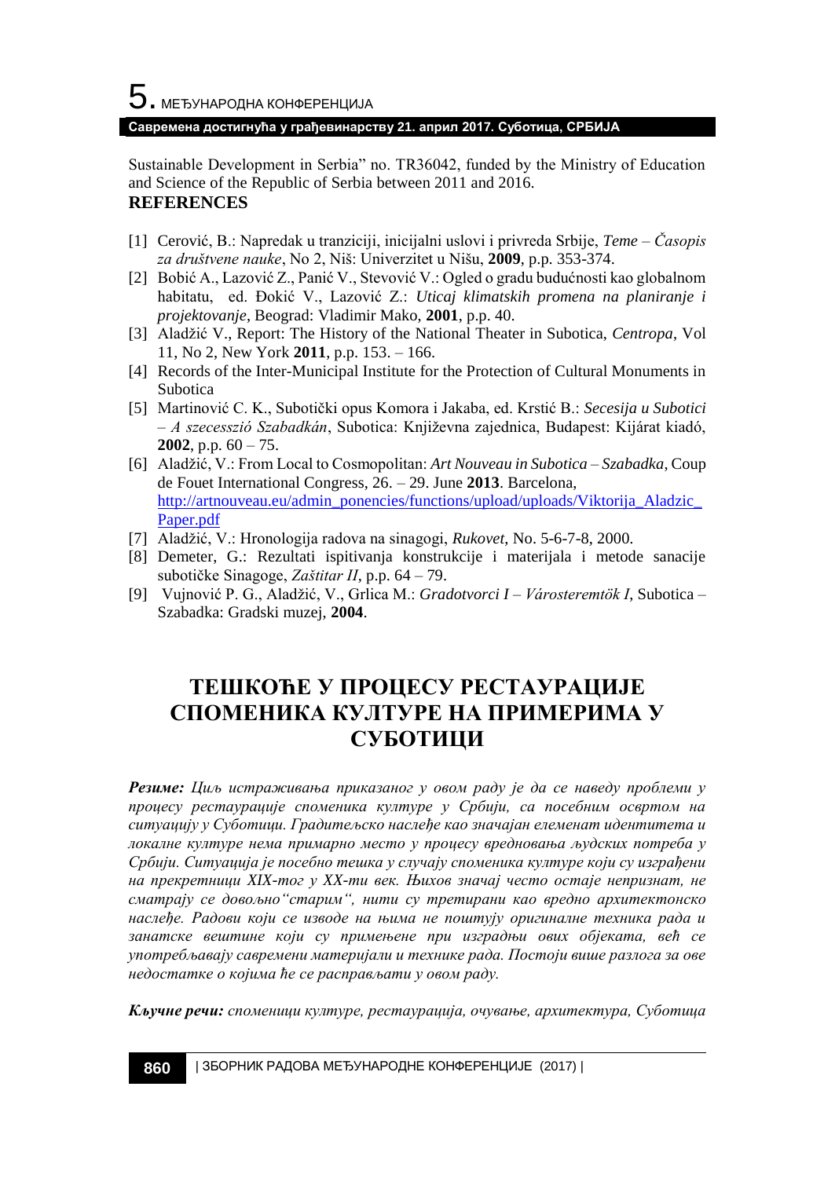Sustainable Development in Serbia" no. TR36042, funded by the Ministry of Education and Science of the Republic of Serbia between 2011 and 2016.

**REFERENCES**

[1] Cerović, B.: Napredak u tranziciji, inicijalni uslovi i privreda Srbije, *Teme – Časopis za društvene nauke*, No 2, Niš: Univerzitet u Nišu, **2009**, p.p. 353-374.

[2] Bobić A., Lazović Z., Panić V., Stević V.: Ogled o gradu budućnosti kao globalnom habitatu, ed. Đokić V., Lazović Z.: *Uticaj klimatskih promena na planiranje i projektovanje*, Beograd: Vladimir Mako, **2001**, p.p. 40.

[3] Aladžić V., Report: The History of the National Theater in Subotica, *Centropa*, Vol 11, No 2, New York **2011**, p.p. 153. – 166.

[4] Records of the Inter-Municipal Institute for the Protection of Cultural Monuments in Subotica

[5] Martinović C. K., Subotički opus Komora i Jakaba, ed. Krstić B.: *Secesija u Subotici – A szecesszió Szabadkán*, Subotica: Književna zajednica, Budapest: Kijárat kiadó, **2002**, p.p. 60 – 75.

[6] Aladžić, V.: From Local to Cosmopolitan: *Art Nouveau in Subotica – Szabadka*, Coup de Fouet International Congress, 26. – 29. June **2013**. Barcelona, http://artnouveau.eu/admin_ponencies/functions/upload/uploads/Viktorija_Aladzic_Paper.pdf

[7] Aladžić, V.: Hronologija radova na sinagogi, *Rukovet*, No. 5-6-7-8, 2000.

[8] Demeter, G.: Rezultati ispitivanja konstrukcije i materijala i metode sanacije subotičke Sinagoge, *Zaštitar II*, p.p. 64 – 79.

[9] Vujnović P. G., Aladžić, V., Grlica M.: *Gradotvorci I – Városteremtök I*, Subotica – Szabadka: Gradski muzej, **2004**.

# ТЕШКОЋЕ У ПРОЦЕСУ РЕСТАУРАЦИЈЕ СПОМЕНИКА КУЛТУРЕ НА ПРИМЕРИМА У СУБОТИЦИ

***Резиме:*** *Циљ истраживања приказаног у овом раду је да се наведу проблеми у процесу рестаурације споменика културе у Србији, са посебним освртом на ситуацију у Суботици. Градитељско наслеђе као значајан елеменат идентитета и локалне културе нема примарно место у процесу вредновања људских потреба у Србији. Ситуација је посебно тешка у случају споменика културе који су изграђени на прекретници XIX-тог у XX-ти век. Њихов значај често остаје непризнат, не сматрају се довољно"старим", нити су третирани као вредно архитектонско наслеђе. Радови који се изводе на њима не поштују оригинални техника рада и занатске вештине који су примењене при изградњи ових објеката, већ се употребљавају савремени материјали и технике рада. Постоји више разлога за ове недостатке о којима ће се расправљати у овом раду.*

***Кључне речи:*** *споменици културе, рестаурација, очување, архитектура, Суботица*